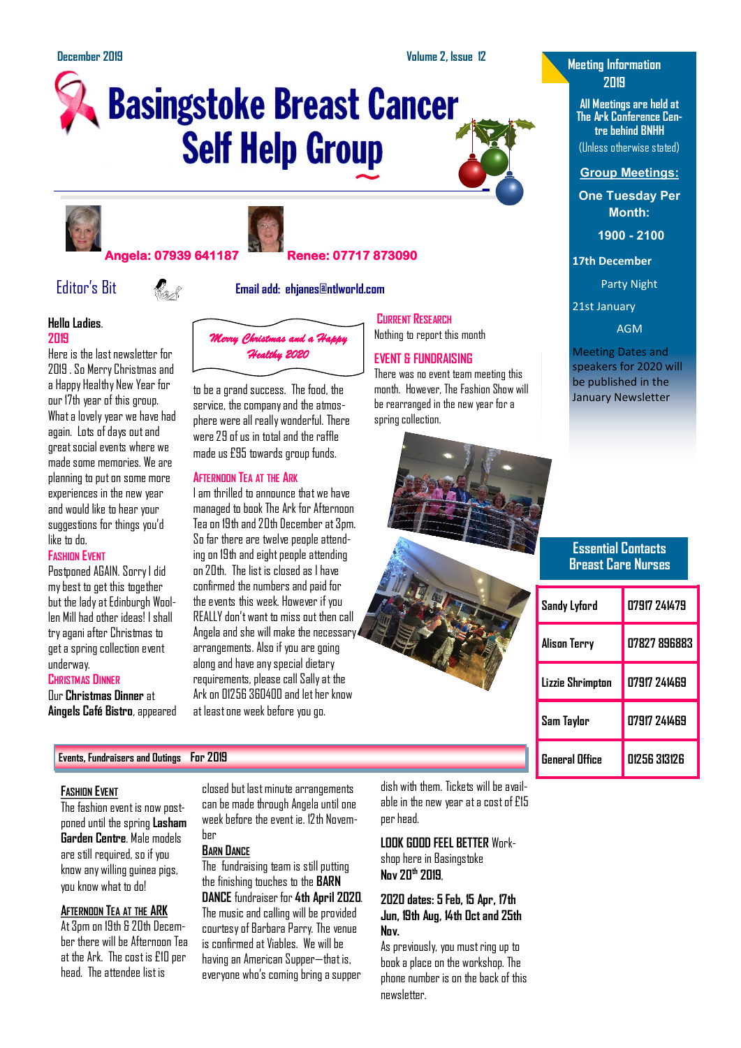December 2019 Volume 2, Issue 12

# Basingstoke Breast Cancer Self Help Group

**Angela: 07939 641187**

**Renee: 07717 873090**

## Editor's Bit

**Email add: ehjanes@ntlworld.com**

**Hello Ladies.**

**2019**

Here is the last newsletter for 2019 . So Merry Christmas and a Happy Healthy New Year for our 17th year of this group. What a lovely year we have had again. Lots of days out and great social events where we made some memories. We are planning to put on some more experiences in the new year and would like to hear your suggestions for things you'd like to do.

### Fashion Event

Postponed AGAIN. Sorry I did my best to get this together but the lady at Edinburgh Woollen Mill had other ideas! I shall try agani after Christmas to get a spring collection event underway.

### Christmas Dinner

Our **Christmas Dinner** at **Aingels Café Bistro**, appeared

*Merry Christmas and a Happy Healthy 2020*

to be a grand success. The food, the service, the company and the atmosphere were all really wonderful. There were 29 of us in total and the raffle made us £95 towards group funds.

### Afternoon Tea at the Ark

I am thrilled to announce that we have managed to book The Ark for Afternoon Tea on 19th and 20th December at 3pm. So far there are twelve people attending on 19th and eight people attending on 20th. The list is closed as I have confirmed the numbers and paid for the events this week. However if you REALLY don't want to miss out then call Angela and she will make the necessary arrangements. Also if you are going along and have any special dietary requirements, please call Sally at the Ark on 01256 360400 and let her know at least one week before you go.

### Current Research

Nothing to report this month

### Event & Fundraising

There was no event team meeting this month. However, The Fashion Show will be rearranged in the new year for a spring collection.

## Meeting Information 2019

All Meetings are held at The Ark Conference Centre behind BNHH

(Unless otherwise stated)

**Group Meetings:**

**One Tuesday Per Month:**

**1900 - 2100**

**17th December**

Party Night

21st January

AGM

Meeting Dates and speakers for 2020 will be published in the January Newsletter

## Essential Contacts Breast Care Nurses

| | |
|---|---|
| Sandy Lyford | 07917 241479 |
| Alison Terry | 07827 896883 |
| Lizzie Shrimpton | 07917 241469 |
| Sam Taylor | 07917 241469 |
| General Office | 01256 313126 |

## Events, Fundraisers and Outings For 2019

### Fashion Event

The fashion event is now postponed until the spring **Lasham Garden Centre**. Male models are still required, so if you know any willing guinea pigs, you know what to do!

### Afternoon Tea at the ARK

At 3pm on 19th & 20th December there will be Afternoon Tea at the Ark. The cost is £10 per head. The attendee list is closed but last minute arrangements can be made through Angela until one week before the event ie. 12th November

### Barn Dance

The fundraising team is still putting the finishing touches to the **BARN DANCE** fundraiser for **4th April 2020**. The music and calling will be provided courtesy of Barbara Parry. The venue is confirmed at Viables. We will be having an American Supper—that is, everyone who's coming bring a supper dish with them. Tickets will be available in the new year at a cost of £15 per head.

**LOOK GOOD FEEL BETTER** Workshop here in Basingstoke **Nov 20th 2019**,

**2020 dates: 5 Feb, 15 Apr, 17th Jun, 19th Aug, 14th Oct and 25th Nov.**

As previously, you must ring up to book a place on the workshop. The phone number is on the back of this newsletter.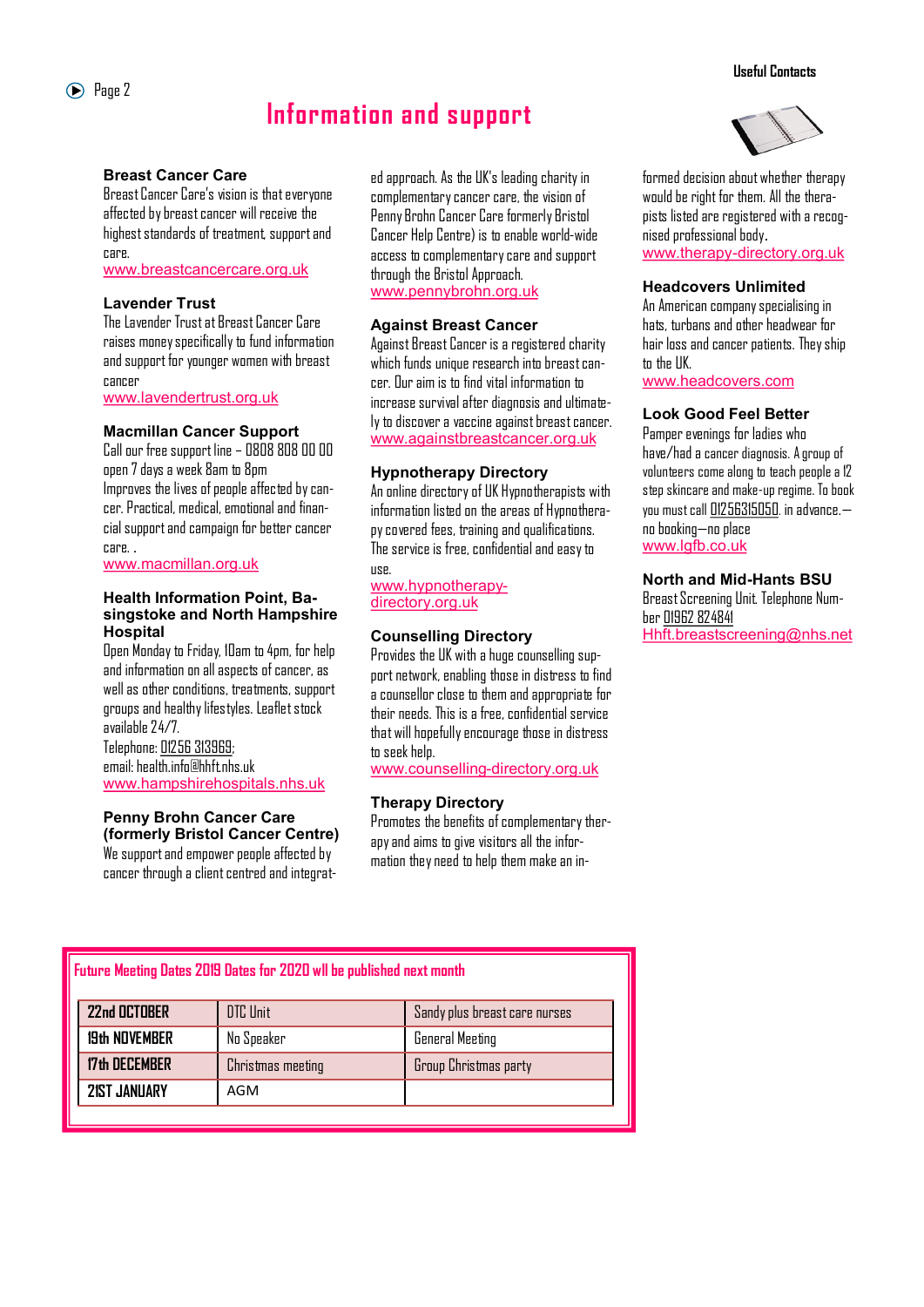# Information and support

Useful Contacts

### Breast Cancer Care

Breast Cancer Care's vision is that everyone affected by breast cancer will receive the highest standards of treatment, support and care.

www.breastcancercare.org.uk

### Lavender Trust

The Lavender Trust at Breast Cancer Care raises money specifically to fund information and support for younger women with breast cancer

www.lavendertrust.org.uk

### Macmillan Cancer Support

Call our free support line – 0808 808 00 00 open 7 days a week 8am to 8pm

Improves the lives of people affected by cancer. Practical, medical, emotional and financial support and campaign for better cancer care. .

www.macmillan.org.uk

### Health Information Point, Basingstoke and North Hampshire Hospital

Open Monday to Friday, 10am to 4pm, for help and information on all aspects of cancer, as well as other conditions, treatments, support groups and healthy lifestyles. Leaflet stock available 24/7.

Telephone: 01256 313969;

email: health.info@hhft.nhs.uk

www.hampshirehospitals.nhs.uk

### Penny Brohn Cancer Care (formerly Bristol Cancer Centre)

We support and empower people affected by cancer through a client centred and integrated approach. As the UK's leading charity in complementary cancer care, the vision of Penny Brohn Cancer Care formerly Bristol Cancer Help Centre) is to enable world-wide access to complementary care and support through the Bristol Approach.

www.pennybrohn.org.uk

### Against Breast Cancer

Against Breast Cancer is a registered charity which funds unique research into breast cancer. Our aim is to find vital information to increase survival after diagnosis and ultimately to discover a vaccine against breast cancer.

www.againstbreastcancer.org.uk

### Hypnotherapy Directory

An online directory of UK Hypnotherapists with information listed on the areas of Hypnotherapy covered fees, training and qualifications. The service is free, confidential and easy to use.

www.hypnotherapy-directory.org.uk

### Counselling Directory

Provides the UK with a huge counselling support network, enabling those in distress to find a counsellor close to them and appropriate for their needs. This is a free, confidential service that will hopefully encourage those in distress to seek help.

www.counselling-directory.org.uk

### Therapy Directory

Promotes the benefits of complementary therapy and aims to give visitors all the information they need to help them make an informed decision about whether therapy would be right for them. All the therapists listed are registered with a recognised professional body.

www.therapy-directory.org.uk

### Headcovers Unlimited

An American company specialising in hats, turbans and other headwear for hair loss and cancer patients. They ship to the UK.

www.headcovers.com

### Look Good Feel Better

Pamper evenings for ladies who have/had a cancer diagnosis. A group of volunteers come along to teach people a 12 step skincare and make-up regime. To book you must call 01256315050. in advance.—no booking—no place

www.lgfb.co.uk

### North and Mid-Hants BSU

Breast Screening Unit. Telephone Number 01962 824841

Hhft.breastscreening@nhs.net

**Future Meeting Dates 2019 Dates for 2020 wll be published next month**

| | | |
|---|---|---|
| 22nd OCTOBER | DTC Unit | Sandy plus breast care nurses |
| 19th NOVEMBER | No Speaker | General Meeting |
| 17th DECEMBER | Christmas meeting | Group Christmas party |
| 21ST JANUARY | AGM | |